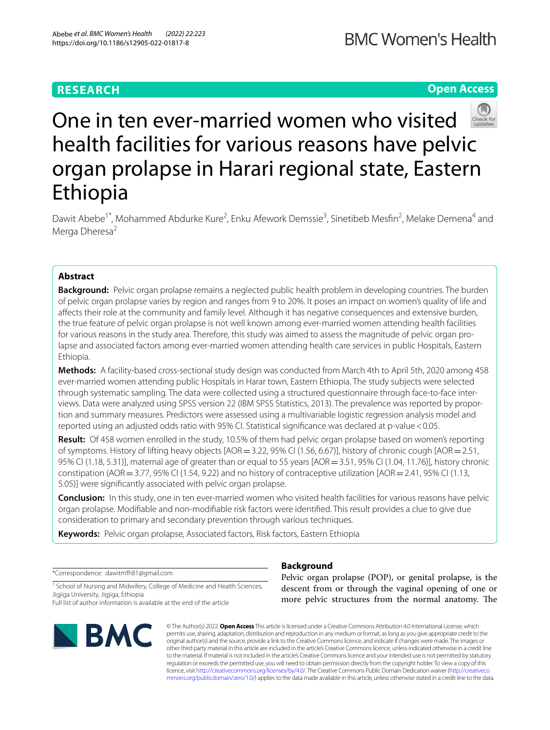RESEARCH

Open Access

# One in ten ever-married women who visited health facilities for various reasons have pelvic organ prolapse in Harari regional state, Eastern Ethiopia

Dawit Abebe[1*], Mohammed Abdurke Kure[2], Enku Afework Demssie[3], Sinetibeb Mesfin[2], Melake Demena[4] and Merga Dheresa[2]

## Abstract

**Background:** Pelvic organ prolapse remains a neglected public health problem in developing countries. The burden of pelvic organ prolapse varies by region and ranges from 9 to 20%. It poses an impact on women's quality of life and affects their role at the community and family level. Although it has negative consequences and extensive burden, the true feature of pelvic organ prolapse is not well known among ever-married women attending health facilities for various reasons in the study area. Therefore, this study was aimed to assess the magnitude of pelvic organ prolapse and associated factors among ever-married women attending health care services in public Hospitals, Eastern Ethiopia.

**Methods:** A facility-based cross-sectional study design was conducted from March 4th to April 5th, 2020 among 458 ever-married women attending public Hospitals in Harar town, Eastern Ethiopia. The study subjects were selected through systematic sampling. The data were collected using a structured questionnaire through face-to-face interviews. Data were analyzed using SPSS version 22 (IBM SPSS Statistics, 2013). The prevalence was reported by proportion and summary measures. Predictors were assessed using a multivariable logistic regression analysis model and reported using an adjusted odds ratio with 95% CI. Statistical significance was declared at p-value < 0.05.

**Result:** Of 458 women enrolled in the study, 10.5% of them had pelvic organ prolapse based on women's reporting of symptoms. History of lifting heavy objects [AOR = 3.22, 95% CI (1.56, 6.67)], history of chronic cough [AOR = 2.51, 95% CI (1.18, 5.31)], maternal age of greater than or equal to 55 years [AOR = 3.51, 95% CI (1.04, 11.76)], history chronic constipation (AOR = 3.77, 95% CI (1.54, 9.22) and no history of contraceptive utilization [AOR = 2.41, 95% CI (1.13, 5.05)] were significantly associated with pelvic organ prolapse.

**Conclusion:** In this study, one in ten ever-married women who visited health facilities for various reasons have pelvic organ prolapse. Modifiable and non-modifiable risk factors were identified. This result provides a clue to give due consideration to primary and secondary prevention through various techniques.

**Keywords:** Pelvic organ prolapse, Associated factors, Risk factors, Eastern Ethiopia

*Correspondence: dawitmfh81@gmail.com

[1] School of Nursing and Midwifery, College of Medicine and Health Sciences, Jigjiga University, Jigjiga, Ethiopia

Full list of author information is available at the end of the article

## Background

Pelvic organ prolapse (POP), or genital prolapse, is the descent from or through the vaginal opening of one or more pelvic structures from the normal anatomy. The

© The Author(s) 2022. **Open Access** This article is licensed under a Creative Commons Attribution 4.0 International License, which permits use, sharing, adaptation, distribution and reproduction in any medium or format, as long as you give appropriate credit to the original author(s) and the source, provide a link to the Creative Commons licence, and indicate if changes were made. The images or other third party material in this article are included in the article's Creative Commons licence, unless indicated otherwise in a credit line to the material. If material is not included in the article's Creative Commons licence and your intended use is not permitted by statutory regulation or exceeds the permitted use, you will need to obtain permission directly from the copyright holder. To view a copy of this licence, visit http://creativecommons.org/licenses/by/4.0/. The Creative Commons Public Domain Dedication waiver (http://creativecommons.org/publicdomain/zero/1.0/) applies to the data made available in this article, unless otherwise stated in a credit line to the data.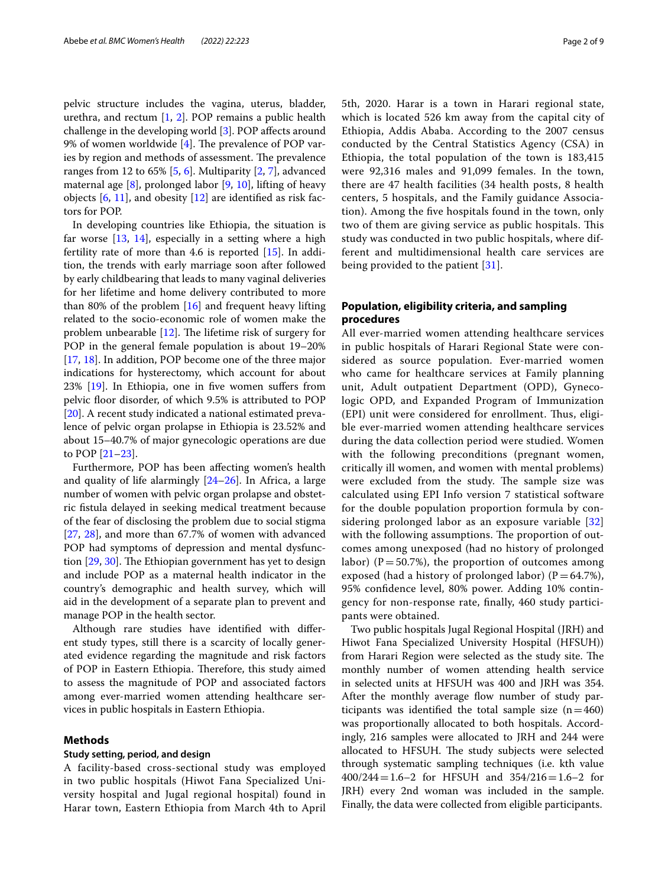pelvic structure includes the vagina, uterus, bladder, urethra, and rectum [1, 2]. POP remains a public health challenge in the developing world [3]. POP affects around 9% of women worldwide [4]. The prevalence of POP varies by region and methods of assessment. The prevalence ranges from 12 to 65% [5, 6]. Multiparity [2, 7], advanced maternal age [8], prolonged labor [9, 10], lifting of heavy objects [6, 11], and obesity [12] are identified as risk factors for POP.

In developing countries like Ethiopia, the situation is far worse [13, 14], especially in a setting where a high fertility rate of more than 4.6 is reported [15]. In addition, the trends with early marriage soon after followed by early childbearing that leads to many vaginal deliveries for her lifetime and home delivery contributed to more than 80% of the problem [16] and frequent heavy lifting related to the socio-economic role of women make the problem unbearable [12]. The lifetime risk of surgery for POP in the general female population is about 19–20% [17, 18]. In addition, POP become one of the three major indications for hysterectomy, which account for about 23% [19]. In Ethiopia, one in five women suffers from pelvic floor disorder, of which 9.5% is attributed to POP [20]. A recent study indicated a national estimated prevalence of pelvic organ prolapse in Ethiopia is 23.52% and about 15–40.7% of major gynecologic operations are due to POP [21–23].

Furthermore, POP has been affecting women's health and quality of life alarmingly [24–26]. In Africa, a large number of women with pelvic organ prolapse and obstetric fistula delayed in seeking medical treatment because of the fear of disclosing the problem due to social stigma [27, 28], and more than 67.7% of women with advanced POP had symptoms of depression and mental dysfunction [29, 30]. The Ethiopian government has yet to design and include POP as a maternal health indicator in the country's demographic and health survey, which will aid in the development of a separate plan to prevent and manage POP in the health sector.

Although rare studies have identified with different study types, still there is a scarcity of locally generated evidence regarding the magnitude and risk factors of POP in Eastern Ethiopia. Therefore, this study aimed to assess the magnitude of POP and associated factors among ever-married women attending healthcare services in public hospitals in Eastern Ethiopia.

## Methods

### Study setting, period, and design

A facility-based cross-sectional study was employed in two public hospitals (Hiwot Fana Specialized University hospital and Jugal regional hospital) found in Harar town, Eastern Ethiopia from March 4th to April 5th, 2020. Harar is a town in Harari regional state, which is located 526 km away from the capital city of Ethiopia, Addis Ababa. According to the 2007 census conducted by the Central Statistics Agency (CSA) in Ethiopia, the total population of the town is 183,415 were 92,316 males and 91,099 females. In the town, there are 47 health facilities (34 health posts, 8 health centers, 5 hospitals, and the Family guidance Association). Among the five hospitals found in the town, only two of them are giving service as public hospitals. This study was conducted in two public hospitals, where different and multidimensional health care services are being provided to the patient [31].

### Population, eligibility criteria, and sampling procedures

All ever-married women attending healthcare services in public hospitals of Harari Regional State were considered as source population. Ever-married women who came for healthcare services at Family planning unit, Adult outpatient Department (OPD), Gynecologic OPD, and Expanded Program of Immunization (EPI) unit were considered for enrollment. Thus, eligible ever-married women attending healthcare services during the data collection period were studied. Women with the following preconditions (pregnant women, critically ill women, and women with mental problems) were excluded from the study. The sample size was calculated using EPI Info version 7 statistical software for the double population proportion formula by considering prolonged labor as an exposure variable [32] with the following assumptions. The proportion of outcomes among unexposed (had no history of prolonged labor) ($P = 50.7\%$), the proportion of outcomes among exposed (had a history of prolonged labor) ($P = 64.7\%$), 95% confidence level, 80% power. Adding 10% contingency for non-response rate, finally, 460 study participants were obtained.

Two public hospitals Jugal Regional Hospital (JRH) and Hiwot Fana Specialized University Hospital (HFSUH)) from Harari Region were selected as the study site. The monthly number of women attending health service in selected units at HFSUH was 400 and JRH was 354. After the monthly average flow number of study participants was identified the total sample size ($n = 460$) was proportionally allocated to both hospitals. Accordingly, 216 samples were allocated to JRH and 244 were allocated to HFSUH. The study subjects were selected through systematic sampling techniques (i.e. kth value $400/244 = 1.6–2$ for HFSUH and $354/216 = 1.6–2$ for JRH) every 2nd woman was included in the sample. Finally, the data were collected from eligible participants.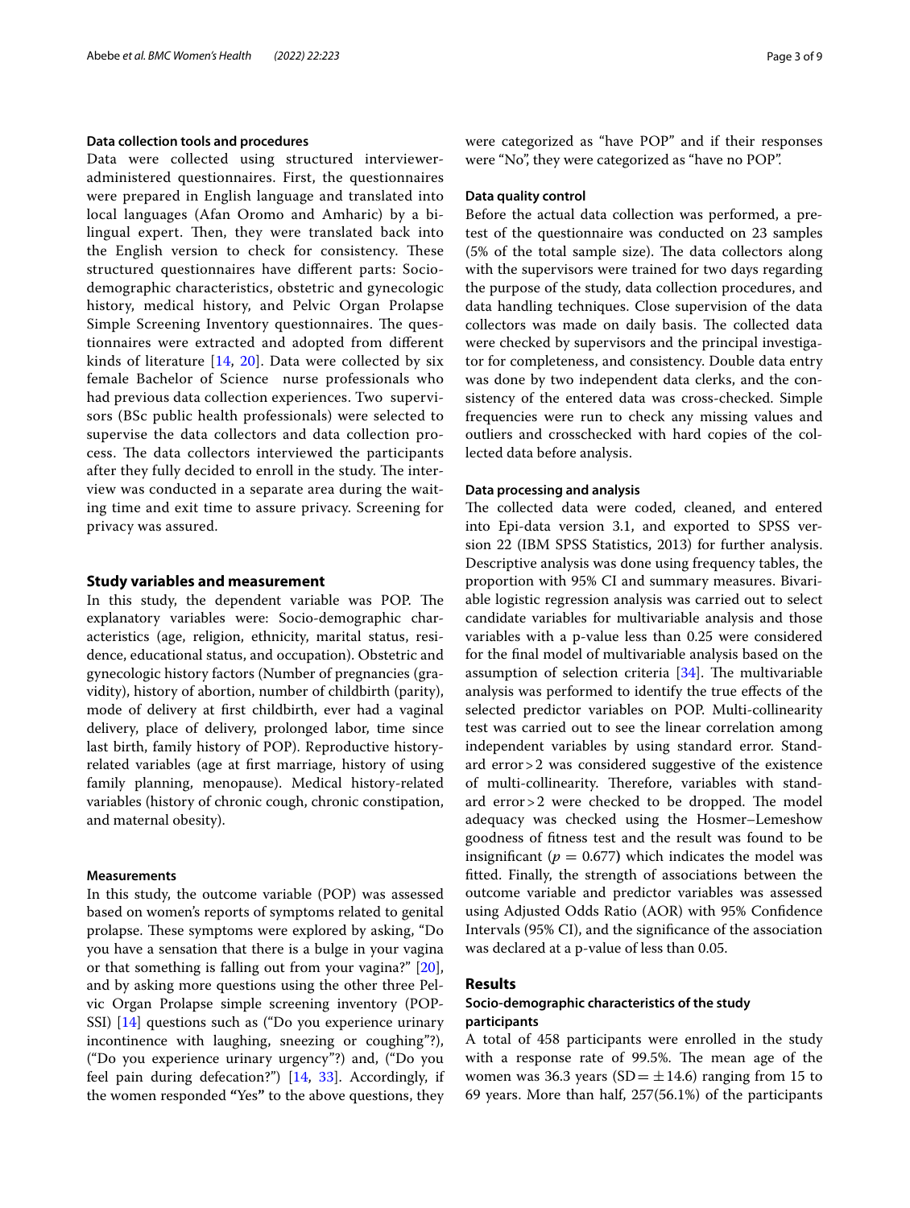### Data collection tools and procedures

Data were collected using structured interviewer-administered questionnaires. First, the questionnaires were prepared in English language and translated into local languages (Afan Oromo and Amharic) by a bi-lingual expert. Then, they were translated back into the English version to check for consistency. These structured questionnaires have different parts: Socio-demographic characteristics, obstetric and gynecologic history, medical history, and Pelvic Organ Prolapse Simple Screening Inventory questionnaires. The questionnaires were extracted and adopted from different kinds of literature [14, 20]. Data were collected by six female Bachelor of Science nurse professionals who had previous data collection experiences. Two supervisors (BSc public health professionals) were selected to supervise the data collectors and data collection process. The data collectors interviewed the participants after they fully decided to enroll in the study. The interview was conducted in a separate area during the waiting time and exit time to assure privacy. Screening for privacy was assured.

## Study variables and measurement

In this study, the dependent variable was POP. The explanatory variables were: Socio-demographic characteristics (age, religion, ethnicity, marital status, residence, educational status, and occupation). Obstetric and gynecologic history factors (Number of pregnancies (gravidity), history of abortion, number of childbirth (parity), mode of delivery at first childbirth, ever had a vaginal delivery, place of delivery, prolonged labor, time since last birth, family history of POP). Reproductive history-related variables (age at first marriage, history of using family planning, menopause). Medical history-related variables (history of chronic cough, chronic constipation, and maternal obesity).

### Measurements

In this study, the outcome variable (POP) was assessed based on women's reports of symptoms related to genital prolapse. These symptoms were explored by asking, "Do you have a sensation that there is a bulge in your vagina or that something is falling out from your vagina?" [20], and by asking more questions using the other three Pelvic Organ Prolapse simple screening inventory (POP-SSI) [14] questions such as ("Do you experience urinary incontinence with laughing, sneezing or coughing"?), ("Do you experience urinary urgency"?) and, ("Do you feel pain during defecation?") [14, 33]. Accordingly, if the women responded **"**Yes**"** to the above questions, they were categorized as "have POP" and if their responses were "No", they were categorized as "have no POP".

### Data quality control

Before the actual data collection was performed, a pre-test of the questionnaire was conducted on 23 samples (5% of the total sample size). The data collectors along with the supervisors were trained for two days regarding the purpose of the study, data collection procedures, and data handling techniques. Close supervision of the data collectors was made on daily basis. The collected data were checked by supervisors and the principal investigator for completeness, and consistency. Double data entry was done by two independent data clerks, and the consistency of the entered data was cross-checked. Simple frequencies were run to check any missing values and outliers and crosschecked with hard copies of the collected data before analysis.

### Data processing and analysis

The collected data were coded, cleaned, and entered into Epi-data version 3.1, and exported to SPSS version 22 (IBM SPSS Statistics, 2013) for further analysis. Descriptive analysis was done using frequency tables, the proportion with 95% CI and summary measures. Bivariable logistic regression analysis was carried out to select candidate variables for multivariable analysis and those variables with a p-value less than 0.25 were considered for the final model of multivariable analysis based on the assumption of selection criteria [34]. The multivariable analysis was performed to identify the true effects of the selected predictor variables on POP. Multi-collinearity test was carried out to see the linear correlation among independent variables by using standard error. Standard error > 2 was considered suggestive of the existence of multi-collinearity. Therefore, variables with standard error > 2 were checked to be dropped. The model adequacy was checked using the Hosmer–Lemeshow goodness of fitness test and the result was found to be insignificant ($p = 0.677$**)** which indicates the model was fitted. Finally, the strength of associations between the outcome variable and predictor variables was assessed using Adjusted Odds Ratio (AOR) with 95% Confidence Intervals (95% CI), and the significance of the association was declared at a p-value of less than 0.05.

## Results

### Socio-demographic characteristics of the study participants

A total of 458 participants were enrolled in the study with a response rate of 99.5%. The mean age of the women was 36.3 years (SD $= \pm 14.6$) ranging from 15 to 69 years. More than half, 257(56.1%) of the participants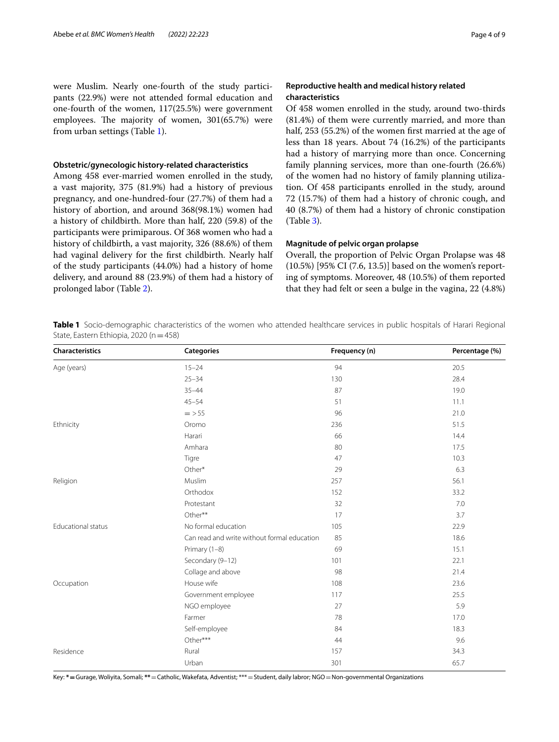were Muslim. Nearly one-fourth of the study participants (22.9%) were not attended formal education and one-fourth of the women, 117(25.5%) were government employees. The majority of women, 301(65.7%) were from urban settings (Table 1).

#### Obstetric/gynecologic history-related characteristics

Among 458 ever-married women enrolled in the study, a vast majority, 375 (81.9%) had a history of previous pregnancy, and one-hundred-four (27.7%) of them had a history of abortion, and around 368(98.1%) women had a history of childbirth. More than half, 220 (59.8) of the participants were primiparous. Of 368 women who had a history of childbirth, a vast majority, 326 (88.6%) of them had vaginal delivery for the first childbirth. Nearly half of the study participants (44.0%) had a history of home delivery, and around 88 (23.9%) of them had a history of prolonged labor (Table 2).

#### Reproductive health and medical history related characteristics

Of 458 women enrolled in the study, around two-thirds (81.4%) of them were currently married, and more than half, 253 (55.2%) of the women first married at the age of less than 18 years. About 74 (16.2%) of the participants had a history of marrying more than once. Concerning family planning services, more than one-fourth (26.6%) of the women had no history of family planning utilization. Of 458 participants enrolled in the study, around 72 (15.7%) of them had a history of chronic cough, and 40 (8.7%) of them had a history of chronic constipation (Table 3).

#### Magnitude of pelvic organ prolapse

Overall, the proportion of Pelvic Organ Prolapse was 48 (10.5%) [95% CI (7.6, 13.5)] based on the women's reporting of symptoms. Moreover, 48 (10.5%) of them reported that they had felt or seen a bulge in the vagina, 22 (4.8%)

**Table 1** Socio-demographic characteristics of the women who attended healthcare services in public hospitals of Harari Regional State, Eastern Ethiopia, 2020 (n = 458)

| Characteristics | Categories | Frequency (n) | Percentage (%) |
|---|---|---|---|
| Age (years) | 15–24 | 94 | 20.5 |
| | 25–34 | 130 | 28.4 |
| | 35–44 | 87 | 19.0 |
| | 45–54 | 51 | 11.1 |
| | = > 55 | 96 | 21.0 |
| Ethnicity | Oromo | 236 | 51.5 |
| | Harari | 66 | 14.4 |
| | Amhara | 80 | 17.5 |
| | Tigre | 47 | 10.3 |
| | Other* | 29 | 6.3 |
| Religion | Muslim | 257 | 56.1 |
| | Orthodox | 152 | 33.2 |
| | Protestant | 32 | 7.0 |
| | Other** | 17 | 3.7 |
| Educational status | No formal education | 105 | 22.9 |
| | Can read and write without formal education | 85 | 18.6 |
| | Primary (1–8) | 69 | 15.1 |
| | Secondary (9–12) | 101 | 22.1 |
| | Collage and above | 98 | 21.4 |
| Occupation | House wife | 108 | 23.6 |
| | Government employee | 117 | 25.5 |
| | NGO employee | 27 | 5.9 |
| | Farmer | 78 | 17.0 |
| | Self-employee | 84 | 18.3 |
| | Other*** | 44 | 9.6 |
| Residence | Rural | 157 | 34.3 |
| | Urban | 301 | 65.7 |

Key: * = Gurage, Woliyita, Somali; ** = Catholic, Wakefata, Adventist; *** = Student, daily labror; NGO = Non-governmental Organizations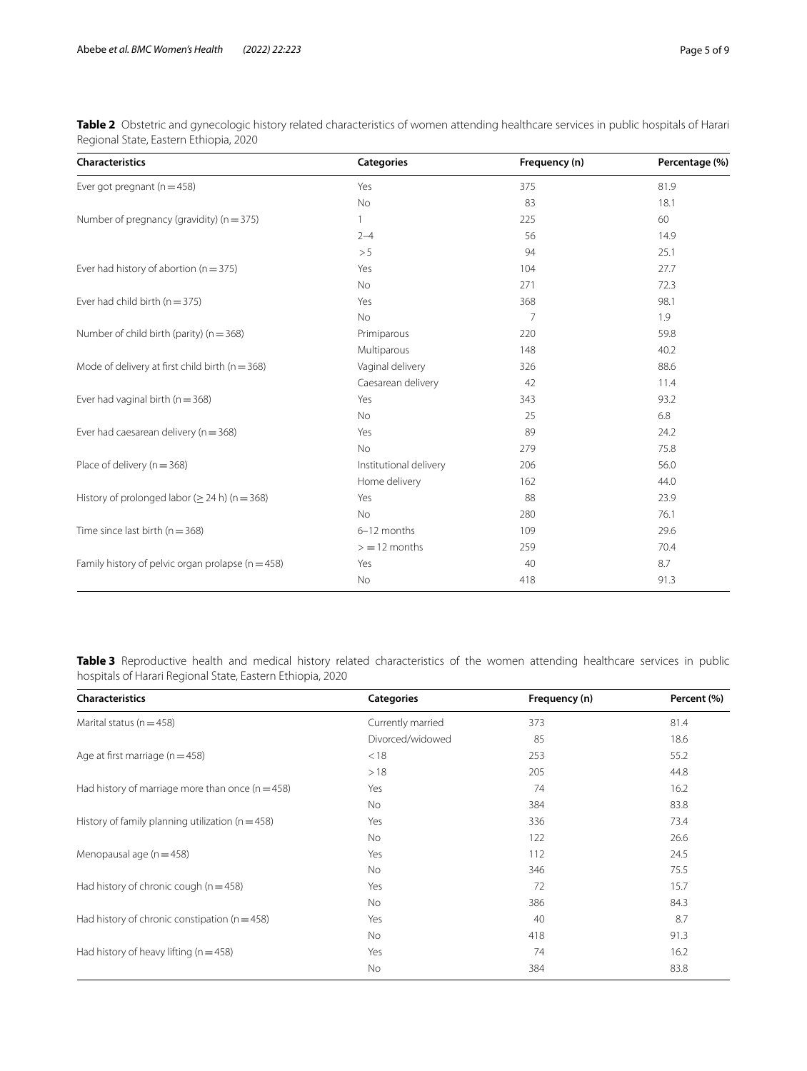**Table 2** Obstetric and gynecologic history related characteristics of women attending healthcare services in public hospitals of Harari Regional State, Eastern Ethiopia, 2020

| Characteristics | Categories | Frequency (n) | Percentage (%) |
|---|---|---|---|
| Ever got pregnant (n = 458) | Yes | 375 | 81.9 |
| | No | 83 | 18.1 |
| Number of pregnancy (gravidity) (n = 375) | 1 | 225 | 60 |
| | 2–4 | 56 | 14.9 |
| | > 5 | 94 | 25.1 |
| Ever had history of abortion (n = 375) | Yes | 104 | 27.7 |
| | No | 271 | 72.3 |
| Ever had child birth (n = 375) | Yes | 368 | 98.1 |
| | No | 7 | 1.9 |
| Number of child birth (parity) (n = 368) | Primiparous | 220 | 59.8 |
| | Multiparous | 148 | 40.2 |
| Mode of delivery at first child birth (n = 368) | Vaginal delivery | 326 | 88.6 |
| | Caesarean delivery | 42 | 11.4 |
| Ever had vaginal birth (n = 368) | Yes | 343 | 93.2 |
| | No | 25 | 6.8 |
| Ever had caesarean delivery (n = 368) | Yes | 89 | 24.2 |
| | No | 279 | 75.8 |
| Place of delivery (n = 368) | Institutional delivery | 206 | 56.0 |
| | Home delivery | 162 | 44.0 |
| History of prolonged labor (≥ 24 h) (n = 368) | Yes | 88 | 23.9 |
| | No | 280 | 76.1 |
| Time since last birth (n = 368) | 6–12 months | 109 | 29.6 |
| | > = 12 months | 259 | 70.4 |
| Family history of pelvic organ prolapse (n = 458) | Yes | 40 | 8.7 |
| | No | 418 | 91.3 |

**Table 3** Reproductive health and medical history related characteristics of the women attending healthcare services in public hospitals of Harari Regional State, Eastern Ethiopia, 2020

| Characteristics | Categories | Frequency (n) | Percent (%) |
|---|---|---|---|
| Marital status (n = 458) | Currently married | 373 | 81.4 |
| | Divorced/widowed | 85 | 18.6 |
| Age at first marriage (n = 458) | < 18 | 253 | 55.2 |
| | > 18 | 205 | 44.8 |
| Had history of marriage more than once (n = 458) | Yes | 74 | 16.2 |
| | No | 384 | 83.8 |
| History of family planning utilization (n = 458) | Yes | 336 | 73.4 |
| | No | 122 | 26.6 |
| Menopausal age (n = 458) | Yes | 112 | 24.5 |
| | No | 346 | 75.5 |
| Had history of chronic cough (n = 458) | Yes | 72 | 15.7 |
| | No | 386 | 84.3 |
| Had history of chronic constipation (n = 458) | Yes | 40 | 8.7 |
| | No | 418 | 91.3 |
| Had history of heavy lifting (n = 458) | Yes | 74 | 16.2 |
| | No | 384 | 83.8 |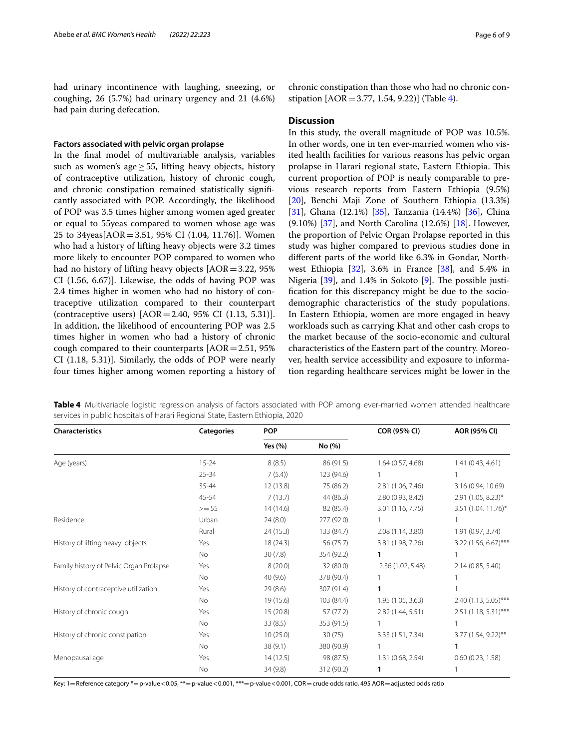had urinary incontinence with laughing, sneezing, or coughing, 26 (5.7%) had urinary urgency and 21 (4.6%) had pain during defecation.

### Factors associated with pelvic organ prolapse

In the final model of multivariable analysis, variables such as women's age ≥ 55, lifting heavy objects, history of contraceptive utilization, history of chronic cough, and chronic constipation remained statistically significantly associated with POP. Accordingly, the likelihood of POP was 3.5 times higher among women aged greater or equal to 55yeas compared to women whose age was 25 to 34yeas[AOR = 3.51, 95% CI (1.04, 11.76)]. Women who had a history of lifting heavy objects were 3.2 times more likely to encounter POP compared to women who had no history of lifting heavy objects [AOR = 3.22, 95% CI (1.56, 6.67)]. Likewise, the odds of having POP was 2.4 times higher in women who had no history of contraceptive utilization compared to their counterpart (contraceptive users) [AOR = 2.40, 95% CI (1.13, 5.31)]. In addition, the likelihood of encountering POP was 2.5 times higher in women who had a history of chronic cough compared to their counterparts [AOR = 2.51, 95% CI (1.18, 5.31)]. Similarly, the odds of POP were nearly four times higher among women reporting a history of chronic constipation than those who had no chronic constipation [AOR = 3.77, 1.54, 9.22)] (Table 4).

## Discussion

In this study, the overall magnitude of POP was 10.5%. In other words, one in ten ever-married women who visited health facilities for various reasons has pelvic organ prolapse in Harari regional state, Eastern Ethiopia. This current proportion of POP is nearly comparable to previous research reports from Eastern Ethiopia (9.5%) [20], Benchi Maji Zone of Southern Ethiopia (13.3%) [31], Ghana (12.1%) [35], Tanzania (14.4%) [36], China (9.10%) [37], and North Carolina (12.6%) [18]. However, the proportion of Pelvic Organ Prolapse reported in this study was higher compared to previous studies done in different parts of the world like 6.3% in Gondar, Northwest Ethiopia [32], 3.6% in France [38], and 5.4% in Nigeria [39], and 1.4% in Sokoto [9]. The possible justification for this discrepancy might be due to the socio-demographic characteristics of the study populations. In Eastern Ethiopia, women are more engaged in heavy workloads such as carrying Khat and other cash crops to the market because of the socio-economic and cultural characteristics of the Eastern part of the country. Moreover, health service accessibility and exposure to information regarding healthcare services might be lower in the

**Table 4** Multivariable logistic regression analysis of factors associated with POP among ever-married women attended healthcare services in public hospitals of Harari Regional State, Eastern Ethiopia, 2020

| Characteristics | Categories | POP | | COR (95% CI) | AOR (95% CI) |
|---|---|---|---|---|---|
| | | Yes (%) | No (%) | | |
| Age (years) | 15-24 | 8 (8.5) | 86 (91.5) | 1.64 (0.57, 4.68) | 1.41 (0.43, 4.61) |
| | 25-34 | 7 (5.4)) | 123 (94.6) | 1 | 1 |
| | 35-44 | 12 (13.8) | 75 (86.2) | 2.81 (1.06, 7.46) | 3.16 (0.94, 10.69) |
| | 45-54 | 7 (13.7) | 44 (86.3) | 2.80 (0.93, 8.42) | 2.91 (1.05, 8.23)* |
| | >= 55 | 14 (14.6) | 82 (85.4) | 3.01 (1.16, 7.75) | 3.51 (1.04. 11.76)* |
| Residence | Urban | 24 (8.0) | 277 (92.0) | 1 | 1 |
| | Rural | 24 (15.3) | 133 (84.7) | 2.08 (1.14, 3.80) | 1.91 (0.97, 3.74) |
| History of lifting heavy objects | Yes | 18 (24.3) | 56 (75.7) | 3.81 (1.98, 7.26) | 3.22 (1.56, 6.67)*** |
| | No | 30 (7.8) | 354 (92.2) | **1** | 1 |
| Family history of Pelvic Organ Prolapse | Yes | 8 (20.0) | 32 (80.0) | 2.36 (1.02, 5.48) | 2.14 (0.85, 5.40) |
| | No | 40 (9.6) | 378 (90.4) | 1 | 1 |
| History of contraceptive utilization | Yes | 29 (8.6) | 307 (91.4) | **1** | 1 |
| | No | 19 (15.6) | 103 (84.4) | 1.95 (1.05, 3.63) | 2.40 (1.13, 5.05)*** |
| History of chronic cough | Yes | 15 (20.8) | 57 (77.2) | 2.82 (1.44, 5.51) | 2.51 (1.18, 5.31)*** |
| | No | 33 (8.5) | 353 (91.5) | 1 | 1 |
| History of chronic constipation | Yes | 10 (25.0) | 30 (75) | 3.33 (1.51, 7.34) | 3.77 (1.54, 9.22)** |
| | No | 38 (9.1) | 380 (90.9) | 1 | **1** |
| Menopausal age | Yes | 14 (12.5) | 98 (87.5) | 1.31 (0.68, 2.54) | 0.60 (0.23, 1.58) |
| | No | 34 (9.8) | 312 (90.2) | **1** | 1 |

Key: 1 = Reference category * = p-value < 0.05, ** = p-value < 0.001, *** = p-value < 0.001, COR = crude odds ratio, 495 AOR = adjusted odds ratio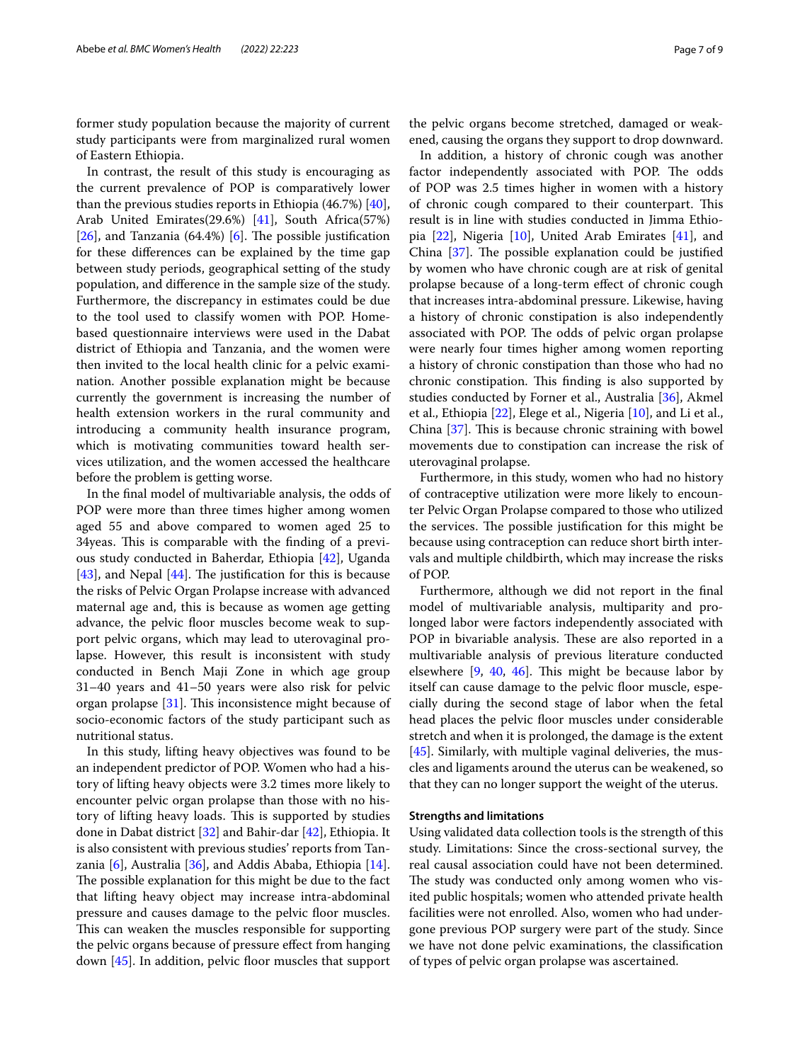former study population because the majority of current study participants were from marginalized rural women of Eastern Ethiopia.

In contrast, the result of this study is encouraging as the current prevalence of POP is comparatively lower than the previous studies reports in Ethiopia (46.7%) [40], Arab United Emirates(29.6%) [41], South Africa(57%) [26], and Tanzania (64.4%) [6]. The possible justification for these differences can be explained by the time gap between study periods, geographical setting of the study population, and difference in the sample size of the study. Furthermore, the discrepancy in estimates could be due to the tool used to classify women with POP. Home-based questionnaire interviews were used in the Dabat district of Ethiopia and Tanzania, and the women were then invited to the local health clinic for a pelvic examination. Another possible explanation might be because currently the government is increasing the number of health extension workers in the rural community and introducing a community health insurance program, which is motivating communities toward health services utilization, and the women accessed the healthcare before the problem is getting worse.

In the final model of multivariable analysis, the odds of POP were more than three times higher among women aged 55 and above compared to women aged 25 to 34yeas. This is comparable with the finding of a previous study conducted in Baherdar, Ethiopia [42], Uganda [43], and Nepal [44]. The justification for this is because the risks of Pelvic Organ Prolapse increase with advanced maternal age and, this is because as women age getting advance, the pelvic floor muscles become weak to support pelvic organs, which may lead to uterovaginal prolapse. However, this result is inconsistent with study conducted in Bench Maji Zone in which age group 31–40 years and 41–50 years were also risk for pelvic organ prolapse [31]. This inconsistence might because of socio-economic factors of the study participant such as nutritional status.

In this study, lifting heavy objectives was found to be an independent predictor of POP. Women who had a history of lifting heavy objects were 3.2 times more likely to encounter pelvic organ prolapse than those with no history of lifting heavy loads. This is supported by studies done in Dabat district [32] and Bahir-dar [42], Ethiopia. It is also consistent with previous studies' reports from Tanzania [6], Australia [36], and Addis Ababa, Ethiopia [14]. The possible explanation for this might be due to the fact that lifting heavy object may increase intra-abdominal pressure and causes damage to the pelvic floor muscles. This can weaken the muscles responsible for supporting the pelvic organs because of pressure effect from hanging down [45]. In addition, pelvic floor muscles that support the pelvic organs become stretched, damaged or weakened, causing the organs they support to drop downward.

In addition, a history of chronic cough was another factor independently associated with POP. The odds of POP was 2.5 times higher in women with a history of chronic cough compared to their counterpart. This result is in line with studies conducted in Jimma Ethiopia [22], Nigeria [10], United Arab Emirates [41], and China [37]. The possible explanation could be justified by women who have chronic cough are at risk of genital prolapse because of a long-term effect of chronic cough that increases intra-abdominal pressure. Likewise, having a history of chronic constipation is also independently associated with POP. The odds of pelvic organ prolapse were nearly four times higher among women reporting a history of chronic constipation than those who had no chronic constipation. This finding is also supported by studies conducted by Forner et al., Australia [36], Akmel et al., Ethiopia [22], Elege et al., Nigeria [10], and Li et al., China [37]. This is because chronic straining with bowel movements due to constipation can increase the risk of uterovaginal prolapse.

Furthermore, in this study, women who had no history of contraceptive utilization were more likely to encounter Pelvic Organ Prolapse compared to those who utilized the services. The possible justification for this might be because using contraception can reduce short birth intervals and multiple childbirth, which may increase the risks of POP.

Furthermore, although we did not report in the final model of multivariable analysis, multiparity and prolonged labor were factors independently associated with POP in bivariable analysis. These are also reported in a multivariable analysis of previous literature conducted elsewhere [9, 40, 46]. This might be because labor by itself can cause damage to the pelvic floor muscle, especially during the second stage of labor when the fetal head places the pelvic floor muscles under considerable stretch and when it is prolonged, the damage is the extent [45]. Similarly, with multiple vaginal deliveries, the muscles and ligaments around the uterus can be weakened, so that they can no longer support the weight of the uterus.

### Strengths and limitations

Using validated data collection tools is the strength of this study. Limitations: Since the cross-sectional survey, the real causal association could have not been determined. The study was conducted only among women who visited public hospitals; women who attended private health facilities were not enrolled. Also, women who had undergone previous POP surgery were part of the study. Since we have not done pelvic examinations, the classification of types of pelvic organ prolapse was ascertained.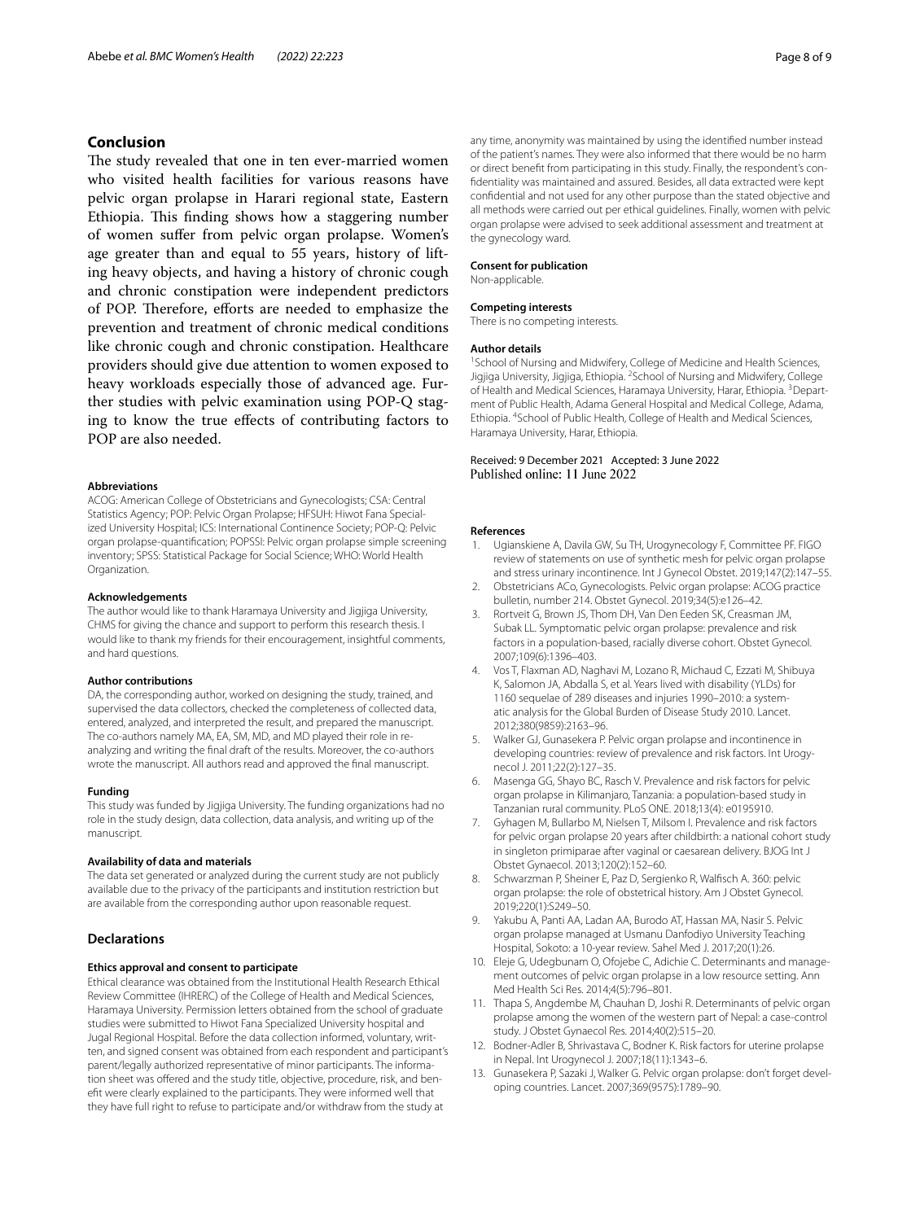## Conclusion

The study revealed that one in ten ever-married women who visited health facilities for various reasons have pelvic organ prolapse in Harari regional state, Eastern Ethiopia. This finding shows how a staggering number of women suffer from pelvic organ prolapse. Women's age greater than and equal to 55 years, history of lifting heavy objects, and having a history of chronic cough and chronic constipation were independent predictors of POP. Therefore, efforts are needed to emphasize the prevention and treatment of chronic medical conditions like chronic cough and chronic constipation. Healthcare providers should give due attention to women exposed to heavy workloads especially those of advanced age. Further studies with pelvic examination using POP-Q staging to know the true effects of contributing factors to POP are also needed.

#### Abbreviations

ACOG: American College of Obstetricians and Gynecologists; CSA: Central Statistics Agency; POP: Pelvic Organ Prolapse; HFSUH: Hiwot Fana Specialized University Hospital; ICS: International Continence Society; POP-Q: Pelvic organ prolapse-quantification; POPSSI: Pelvic organ prolapse simple screening inventory; SPSS: Statistical Package for Social Science; WHO: World Health Organization.

#### Acknowledgements

The author would like to thank Haramaya University and Jigjiga University, CHMS for giving the chance and support to perform this research thesis. I would like to thank my friends for their encouragement, insightful comments, and hard questions.

#### Author contributions

DA, the corresponding author, worked on designing the study, trained, and supervised the data collectors, checked the completeness of collected data, entered, analyzed, and interpreted the result, and prepared the manuscript. The co-authors namely MA, EA, SM, MD, and MD played their role in re-analyzing and writing the final draft of the results. Moreover, the co-authors wrote the manuscript. All authors read and approved the final manuscript.

#### Funding

This study was funded by Jigjiga University. The funding organizations had no role in the study design, data collection, data analysis, and writing up of the manuscript.

#### Availability of data and materials

The data set generated or analyzed during the current study are not publicly available due to the privacy of the participants and institution restriction but are available from the corresponding author upon reasonable request.

## Declarations

#### Ethics approval and consent to participate

Ethical clearance was obtained from the Institutional Health Research Ethical Review Committee (IHRERC) of the College of Health and Medical Sciences, Haramaya University. Permission letters obtained from the school of graduate studies were submitted to Hiwot Fana Specialized University hospital and Jugal Regional Hospital. Before the data collection informed, voluntary, written, and signed consent was obtained from each respondent and participant's parent/legally authorized representative of minor participants. The information sheet was offered and the study title, objective, procedure, risk, and benefit were clearly explained to the participants. They were informed well that they have full right to refuse to participate and/or withdraw from the study at any time, anonymity was maintained by using the identified number instead of the patient's names. They were also informed that there would be no harm or direct benefit from participating in this study. Finally, the respondent's confidentiality was maintained and assured. Besides, all data extracted were kept confidential and not used for any other purpose than the stated objective and all methods were carried out per ethical guidelines. Finally, women with pelvic organ prolapse were advised to seek additional assessment and treatment at the gynecology ward.

#### Consent for publication

Non-applicable.

#### Competing interests

There is no competing interests.

#### Author details

[1]School of Nursing and Midwifery, College of Medicine and Health Sciences, Jigjiga University, Jigjiga, Ethiopia. [2]School of Nursing and Midwifery, College of Health and Medical Sciences, Haramaya University, Harar, Ethiopia. [3]Department of Public Health, Adama General Hospital and Medical College, Adama, Ethiopia. [4]School of Public Health, College of Health and Medical Sciences, Haramaya University, Harar, Ethiopia.

Received: 9 December 2021 Accepted: 3 June 2022
Published online: 11 June 2022

#### References

1. Ugianskiene A, Davila GW, Su TH, Urogynecology F, Committee PF. FIGO review of statements on use of synthetic mesh for pelvic organ prolapse and stress urinary incontinence. Int J Gynecol Obstet. 2019;147(2):147–55.
2. Obstetricians ACo, Gynecologists. Pelvic organ prolapse: ACOG practice bulletin, number 214. Obstet Gynecol. 2019;34(5):e126–42.
3. Rortveit G, Brown JS, Thom DH, Van Den Eeden SK, Creasman JM, Subak LL. Symptomatic pelvic organ prolapse: prevalence and risk factors in a population-based, racially diverse cohort. Obstet Gynecol. 2007;109(6):1396–403.
4. Vos T, Flaxman AD, Naghavi M, Lozano R, Michaud C, Ezzati M, Shibuya K, Salomon JA, Abdalla S, et al. Years lived with disability (YLDs) for 1160 sequelae of 289 diseases and injuries 1990–2010: a systematic analysis for the Global Burden of Disease Study 2010. Lancet. 2012;380(9859):2163–96.
5. Walker GJ, Gunasekera P. Pelvic organ prolapse and incontinence in developing countries: review of prevalence and risk factors. Int Urogynecol J. 2011;22(2):127–35.
6. Masenga GG, Shayo BC, Rasch V. Prevalence and risk factors for pelvic organ prolapse in Kilimanjaro, Tanzania: a population-based study in Tanzanian rural community. PLoS ONE. 2018;13(4): e0195910.
7. Gyhagen M, Bullarbo M, Nielsen T, Milsom I. Prevalence and risk factors for pelvic organ prolapse 20 years after childbirth: a national cohort study in singleton primiparae after vaginal or caesarean delivery. BJOG Int J Obstet Gynaecol. 2013;120(2):152–60.
8. Schwarzman P, Sheiner E, Paz D, Sergienko R, Walfisch A. 360: pelvic organ prolapse: the role of obstetrical history. Am J Obstet Gynecol. 2019;220(1):S249–50.
9. Yakubu A, Panti AA, Ladan AA, Burodo AT, Hassan MA, Nasir S. Pelvic organ prolapse managed at Usmanu Danfodiyo University Teaching Hospital, Sokoto: a 10-year review. Sahel Med J. 2017;20(1):26.
10. Eleje G, Udegbunam O, Ofojebe C, Adichie C. Determinants and management outcomes of pelvic organ prolapse in a low resource setting. Ann Med Health Sci Res. 2014;4(5):796–801.
11. Thapa S, Angdembe M, Chauhan D, Joshi R. Determinants of pelvic organ prolapse among the women of the western part of Nepal: a case-control study. J Obstet Gynaecol Res. 2014;40(2):515–20.
12. Bodner-Adler B, Shrivastava C, Bodner K. Risk factors for uterine prolapse in Nepal. Int Urogynecol J. 2007;18(11):1343–6.
13. Gunasekera P, Sazaki J, Walker G. Pelvic organ prolapse: don't forget developing countries. Lancet. 2007;369(9575):1789–90.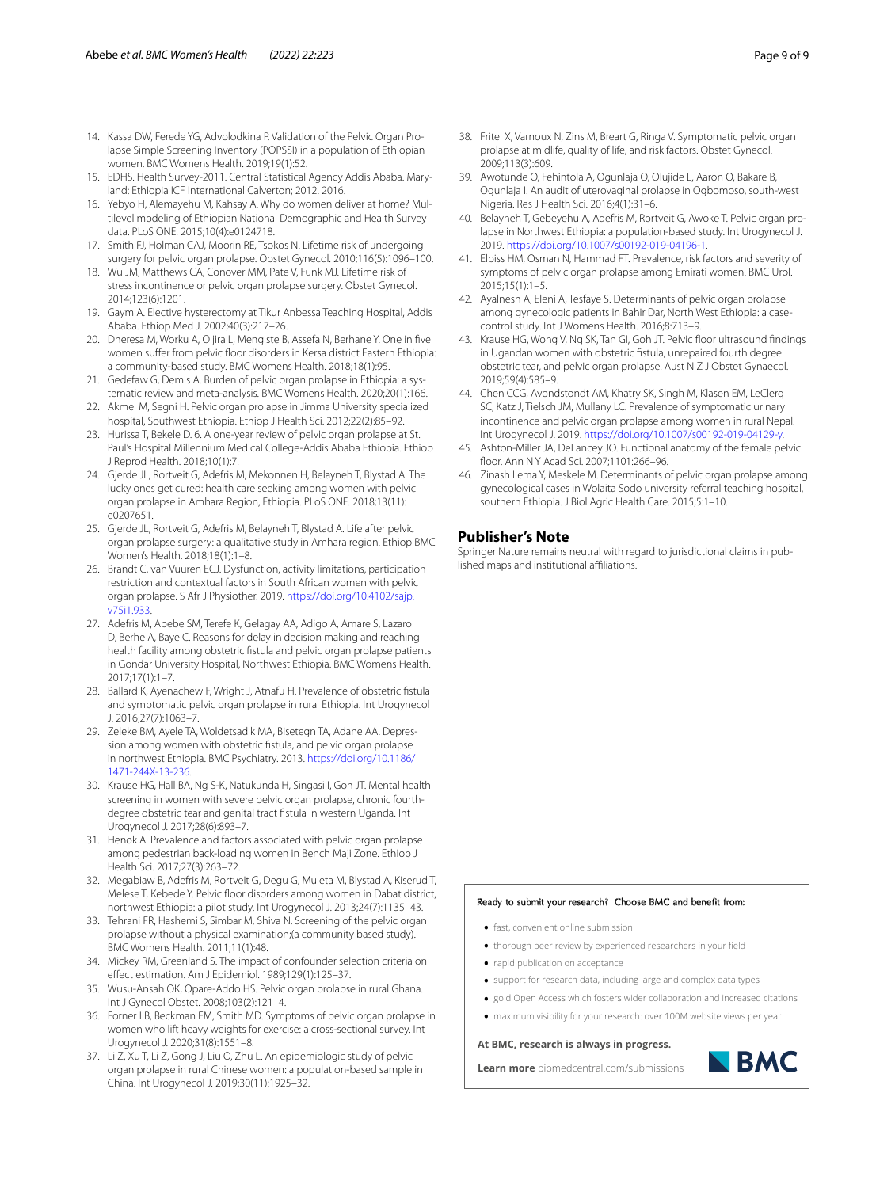14. Kassa DW, Ferede YG, Advolodkina P. Validation of the Pelvic Organ Prolapse Simple Screening Inventory (POPSSI) in a population of Ethiopian women. BMC Womens Health. 2019;19(1):52.
15. EDHS. Health Survey-2011. Central Statistical Agency Addis Ababa. Maryland: Ethiopia ICF International Calverton; 2012. 2016.
16. Yebyo H, Alemayehu M, Kahsay A. Why do women deliver at home? Multilevel modeling of Ethiopian National Demographic and Health Survey data. PLoS ONE. 2015;10(4):e0124718.
17. Smith FJ, Holman CAJ, Moorin RE, Tsokos N. Lifetime risk of undergoing surgery for pelvic organ prolapse. Obstet Gynecol. 2010;116(5):1096–100.
18. Wu JM, Matthews CA, Conover MM, Pate V, Funk MJ. Lifetime risk of stress incontinence or pelvic organ prolapse surgery. Obstet Gynecol. 2014;123(6):1201.
19. Gaym A. Elective hysterectomy at Tikur Anbessa Teaching Hospital, Addis Ababa. Ethiop Med J. 2002;40(3):217–26.
20. Dheresa M, Worku A, Oljira L, Mengiste B, Assefa N, Berhane Y. One in five women suffer from pelvic floor disorders in Kersa district Eastern Ethiopia: a community-based study. BMC Womens Health. 2018;18(1):95.
21. Gedefaw G, Demis A. Burden of pelvic organ prolapse in Ethiopia: a systematic review and meta-analysis. BMC Womens Health. 2020;20(1):166.
22. Akmel M, Segni H. Pelvic organ prolapse in Jimma University specialized hospital, Southwest Ethiopia. Ethiop J Health Sci. 2012;22(2):85–92.
23. Hurissa T, Bekele D. 6. A one-year review of pelvic organ prolapse at St. Paul's Hospital Millennium Medical College-Addis Ababa Ethiopia. Ethiop J Reprod Health. 2018;10(1):7.
24. Gjerde JL, Rortveit G, Adefris M, Mekonnen H, Belayneh T, Blystad A. The lucky ones get cured: health care seeking among women with pelvic organ prolapse in Amhara Region, Ethiopia. PLoS ONE. 2018;13(11):e0207651.
25. Gjerde JL, Rortveit G, Adefris M, Belayneh T, Blystad A. Life after pelvic organ prolapse surgery: a qualitative study in Amhara region. Ethiop BMC Women's Health. 2018;18(1):1–8.
26. Brandt C, van Vuuren ECJ. Dysfunction, activity limitations, participation restriction and contextual factors in South African women with pelvic organ prolapse. S Afr J Physiother. 2019. https://doi.org/10.4102/sajp.v75i1.933.
27. Adefris M, Abebe SM, Terefe K, Gelagay AA, Adigo A, Amare S, Lazaro D, Berhe A, Baye C. Reasons for delay in decision making and reaching health facility among obstetric fistula and pelvic organ prolapse patients in Gondar University Hospital, Northwest Ethiopia. BMC Womens Health. 2017;17(1):1–7.
28. Ballard K, Ayenachew F, Wright J, Atnafu H. Prevalence of obstetric fistula and symptomatic pelvic organ prolapse in rural Ethiopia. Int Urogynecol J. 2016;27(7):1063–7.
29. Zeleke BM, Ayele TA, Woldetsadik MA, Bisetegn TA, Adane AA. Depression among women with obstetric fistula, and pelvic organ prolapse in northwest Ethiopia. BMC Psychiatry. 2013. https://doi.org/10.1186/1471-244X-13-236.
30. Krause HG, Hall BA, Ng S-K, Natukunda H, Singasi I, Goh JT. Mental health screening in women with severe pelvic organ prolapse, chronic fourth-degree obstetric tear and genital tract fistula in western Uganda. Int Urogynecol J. 2017;28(6):893–7.
31. Henok A. Prevalence and factors associated with pelvic organ prolapse among pedestrian back-loading women in Bench Maji Zone. Ethiop J Health Sci. 2017;27(3):263–72.
32. Megabiaw B, Adefris M, Rortveit G, Degu G, Muleta M, Blystad A, Kiserud T, Melese T, Kebede Y. Pelvic floor disorders among women in Dabat district, northwest Ethiopia: a pilot study. Int Urogynecol J. 2013;24(7):1135–43.
33. Tehrani FR, Hashemi S, Simbar M, Shiva N. Screening of the pelvic organ prolapse without a physical examination;(a community based study). BMC Womens Health. 2011;11(1):48.
34. Mickey RM, Greenland S. The impact of confounder selection criteria on effect estimation. Am J Epidemiol. 1989;129(1):125–37.
35. Wusu-Ansah OK, Opare-Addo HS. Pelvic organ prolapse in rural Ghana. Int J Gynecol Obstet. 2008;103(2):121–4.
36. Forner LB, Beckman EM, Smith MD. Symptoms of pelvic organ prolapse in women who lift heavy weights for exercise: a cross-sectional survey. Int Urogynecol J. 2020;31(8):1551–8.
37. Li Z, Xu T, Li Z, Gong J, Liu Q, Zhu L. An epidemiologic study of pelvic organ prolapse in rural Chinese women: a population-based sample in China. Int Urogynecol J. 2019;30(11):1925–32.
38. Fritel X, Varnoux N, Zins M, Breart G, Ringa V. Symptomatic pelvic organ prolapse at midlife, quality of life, and risk factors. Obstet Gynecol. 2009;113(3):609.
39. Awotunde O, Fehintola A, Ogunlaja O, Olujide L, Aaron O, Bakare B, Ogunlaja I. An audit of uterovaginal prolapse in Ogbomoso, south-west Nigeria. Res J Health Sci. 2016;4(1):31–6.
40. Belayneh T, Gebeyehu A, Adefris M, Rortveit G, Awoke T. Pelvic organ prolapse in Northwest Ethiopia: a population-based study. Int Urogynecol J. 2019. https://doi.org/10.1007/s00192-019-04196-1.
41. Elbiss HM, Osman N, Hammad FT. Prevalence, risk factors and severity of symptoms of pelvic organ prolapse among Emirati women. BMC Urol. 2015;15(1):1–5.
42. Ayalnesh A, Eleni A, Tesfaye S. Determinants of pelvic organ prolapse among gynecologic patients in Bahir Dar, North West Ethiopia: a case-control study. Int J Womens Health. 2016;8:713–9.
43. Krause HG, Wong V, Ng SK, Tan GI, Goh JT. Pelvic floor ultrasound findings in Ugandan women with obstetric fistula, unrepaired fourth degree obstetric tear, and pelvic organ prolapse. Aust N Z J Obstet Gynaecol. 2019;59(4):585–9.
44. Chen CCG, Avondstondt AM, Khatry SK, Singh M, Klasen EM, LeClerq SC, Katz J, Tielsch JM, Mullany LC. Prevalence of symptomatic urinary incontinence and pelvic organ prolapse among women in rural Nepal. Int Urogynecol J. 2019. https://doi.org/10.1007/s00192-019-04129-y.
45. Ashton-Miller JA, DeLancey JO. Functional anatomy of the female pelvic floor. Ann N Y Acad Sci. 2007;1101:266–96.
46. Zinash Lema Y, Meskele M. Determinants of pelvic organ prolapse among gynecological cases in Wolaita Sodo university referral teaching hospital, southern Ethiopia. J Biol Agric Health Care. 2015;5:1–10.

## Publisher's Note

Springer Nature remains neutral with regard to jurisdictional claims in published maps and institutional affiliations.

Ready to submit your research? Choose BMC and benefit from:

- fast, convenient online submission
- thorough peer review by experienced researchers in your field
- rapid publication on acceptance
- support for research data, including large and complex data types
- gold Open Access which fosters wider collaboration and increased citations
- maximum visibility for your research: over 100M website views per year

**At BMC, research is always in progress.**

**Learn more** biomedcentral.com/submissions

BMC